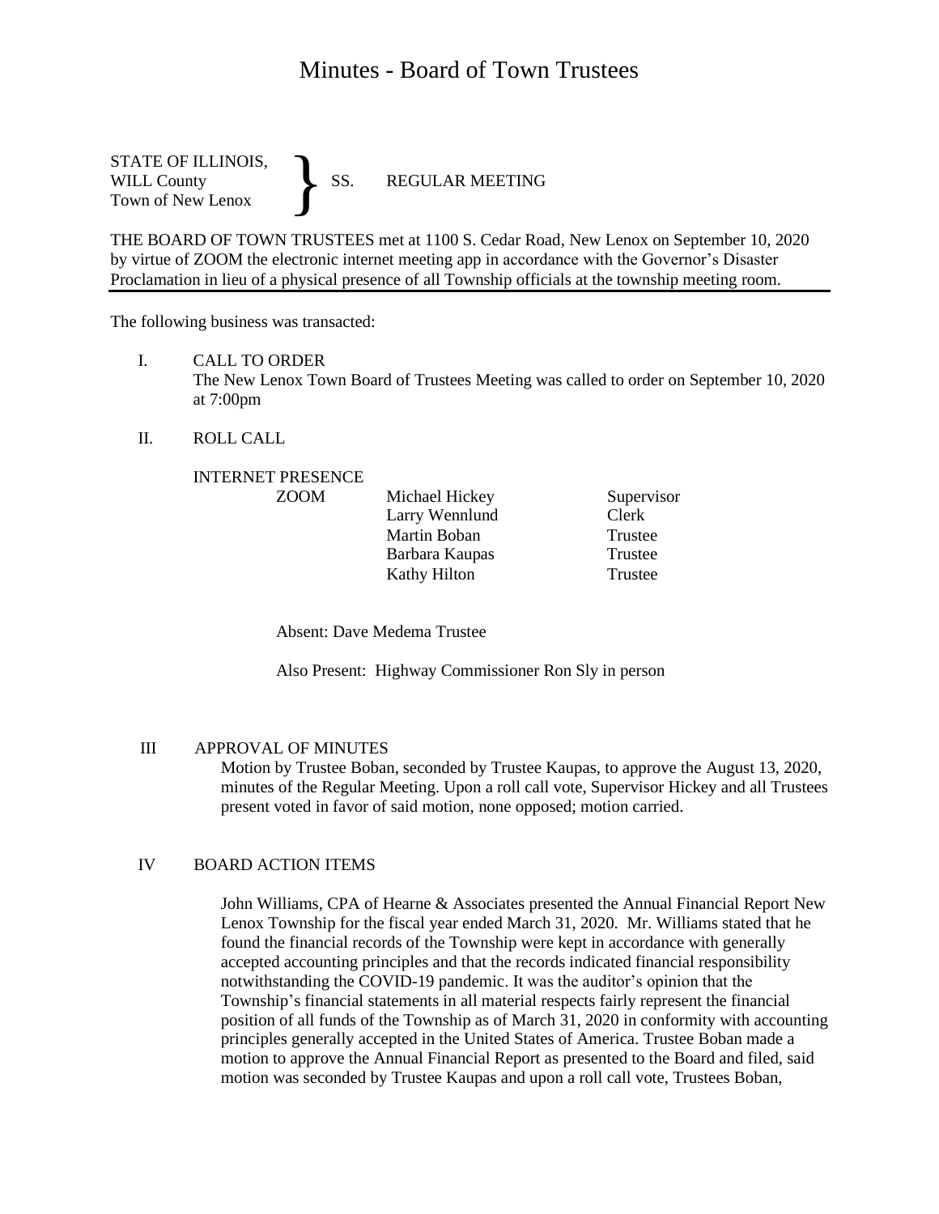# Minutes - Board of Town Trustees

STATE OF ILLINOIS,
WILL County
Town of New Lenox
} SS. REGULAR MEETING

THE BOARD OF TOWN TRUSTEES met at 1100 S. Cedar Road, New Lenox on September 10, 2020 by virtue of ZOOM the electronic internet meeting app in accordance with the Governor's Disaster Proclamation in lieu of a physical presence of all Township officials at the township meeting room.

---

The following business was transacted:

I. CALL TO ORDER

The New Lenox Town Board of Trustees Meeting was called to order on September 10, 2020 at 7:00pm

II. ROLL CALL

INTERNET PRESENCE

| | | |
|---|---|---|
| ZOOM | Michael Hickey | Supervisor |
| | Larry Wennlund | Clerk |
| | Martin Boban | Trustee |
| | Barbara Kaupas | Trustee |
| | Kathy Hilton | Trustee |

Absent: Dave Medema Trustee

Also Present: Highway Commissioner Ron Sly in person

III APPROVAL OF MINUTES

Motion by Trustee Boban, seconded by Trustee Kaupas, to approve the August 13, 2020, minutes of the Regular Meeting. Upon a roll call vote, Supervisor Hickey and all Trustees present voted in favor of said motion, none opposed; motion carried.

IV BOARD ACTION ITEMS

John Williams, CPA of Hearne & Associates presented the Annual Financial Report New Lenox Township for the fiscal year ended March 31, 2020. Mr. Williams stated that he found the financial records of the Township were kept in accordance with generally accepted accounting principles and that the records indicated financial responsibility notwithstanding the COVID-19 pandemic. It was the auditor's opinion that the Township's financial statements in all material respects fairly represent the financial position of all funds of the Township as of March 31, 2020 in conformity with accounting principles generally accepted in the United States of America. Trustee Boban made a motion to approve the Annual Financial Report as presented to the Board and filed, said motion was seconded by Trustee Kaupas and upon a roll call vote, Trustees Boban,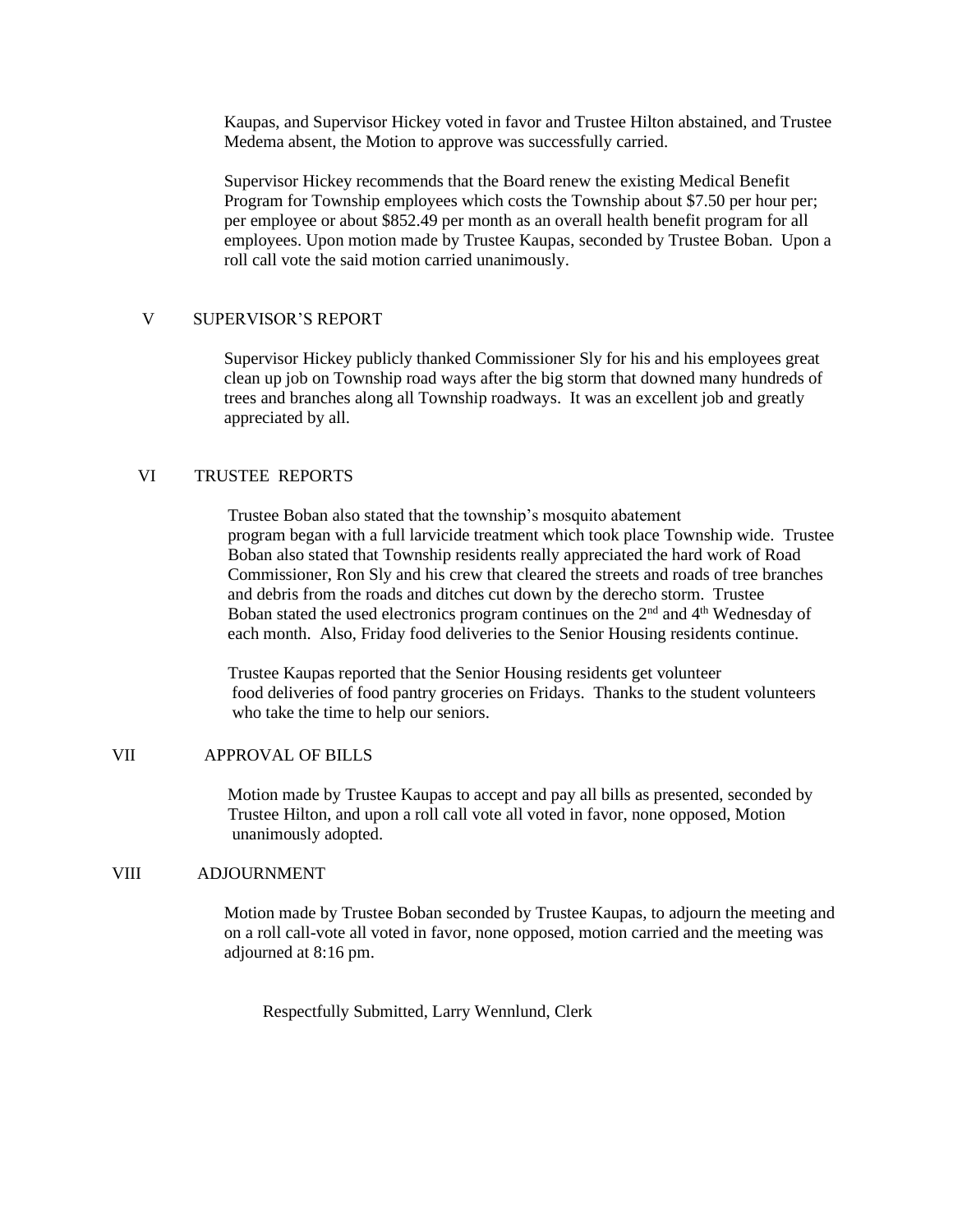Kaupas, and Supervisor Hickey voted in favor and Trustee Hilton abstained, and Trustee Medema absent, the Motion to approve was successfully carried.

Supervisor Hickey recommends that the Board renew the existing Medical Benefit Program for Township employees which costs the Township about $7.50 per hour per; per employee or about $852.49 per month as an overall health benefit program for all employees. Upon motion made by Trustee Kaupas, seconded by Trustee Boban. Upon a roll call vote the said motion carried unanimously.

## V SUPERVISOR'S REPORT

Supervisor Hickey publicly thanked Commissioner Sly for his and his employees great clean up job on Township road ways after the big storm that downed many hundreds of trees and branches along all Township roadways. It was an excellent job and greatly appreciated by all.

## VI TRUSTEE REPORTS

Trustee Boban also stated that the township's mosquito abatement program began with a full larvicide treatment which took place Township wide. Trustee Boban also stated that Township residents really appreciated the hard work of Road Commissioner, Ron Sly and his crew that cleared the streets and roads of tree branches and debris from the roads and ditches cut down by the derecho storm. Trustee Boban stated the used electronics program continues on the 2nd and 4th Wednesday of each month. Also, Friday food deliveries to the Senior Housing residents continue.

Trustee Kaupas reported that the Senior Housing residents get volunteer food deliveries of food pantry groceries on Fridays. Thanks to the student volunteers who take the time to help our seniors.

## VII APPROVAL OF BILLS

Motion made by Trustee Kaupas to accept and pay all bills as presented, seconded by Trustee Hilton, and upon a roll call vote all voted in favor, none opposed, Motion unanimously adopted.

## VIII ADJOURNMENT

Motion made by Trustee Boban seconded by Trustee Kaupas, to adjourn the meeting and on a roll call-vote all voted in favor, none opposed, motion carried and the meeting was adjourned at 8:16 pm.

Respectfully Submitted, Larry Wennlund, Clerk